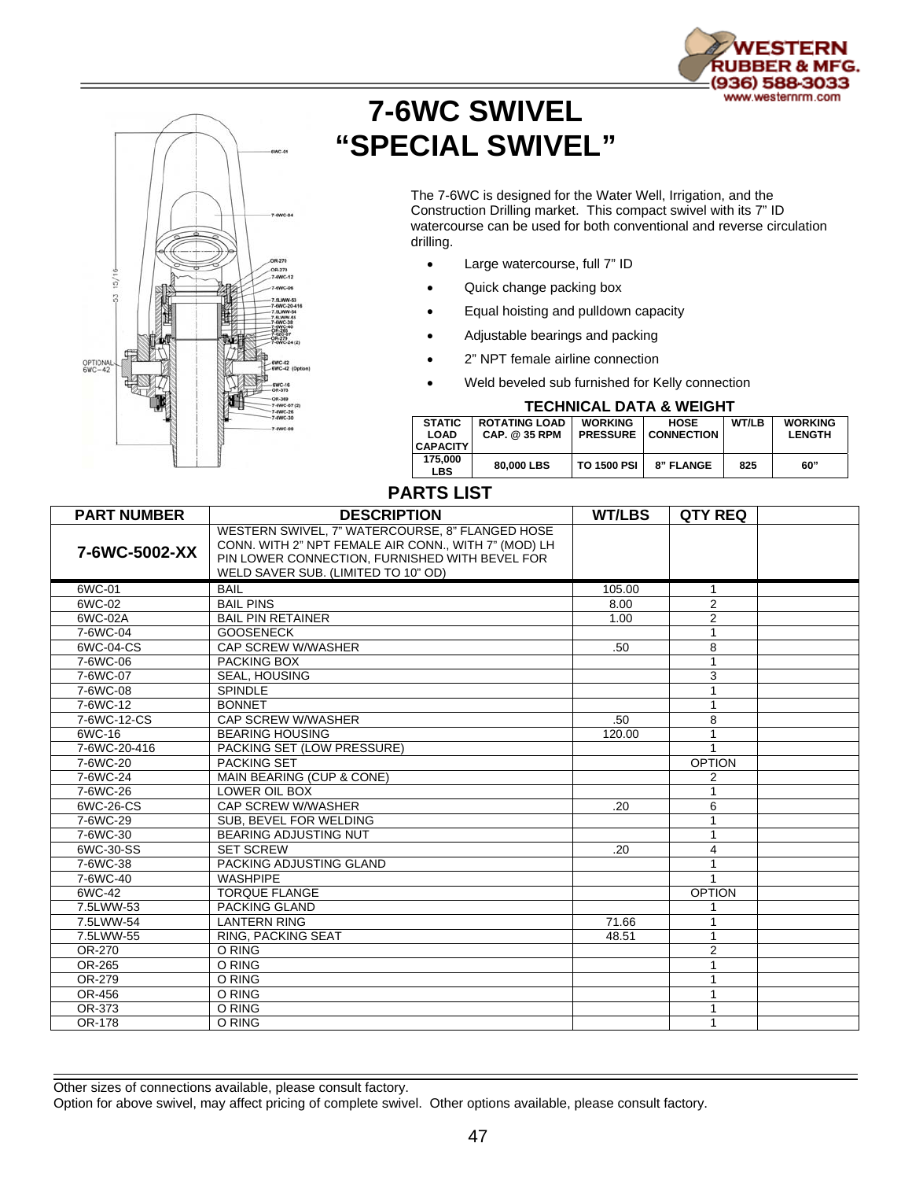WESTERN RUBBER & MFG.
(936) 588-3033
www.westernrm.com

# 7-6WC SWIVEL
# "SPECIAL SWIVEL"

The 7-6WC is designed for the Water Well, Irrigation, and the Construction Drilling market. This compact swivel with its 7" ID watercourse can be used for both conventional and reverse circulation drilling.

- Large watercourse, full 7" ID
- Quick change packing box
- Equal hoisting and pulldown capacity
- Adjustable bearings and packing
- 2" NPT female airline connection
- Weld beveled sub furnished for Kelly connection

### TECHNICAL DATA & WEIGHT

| STATIC LOAD CAPACITY | ROTATING LOAD CAP. @ 35 RPM | WORKING PRESSURE | HOSE CONNECTION | WT/LB | WORKING LENGTH |
|---|---|---|---|---|---|
| 175,000 LBS | 80,000 LBS | TO 1500 PSI | 8" FLANGE | 825 | 60" |

## PARTS LIST

| PART NUMBER | DESCRIPTION | WT/LBS | QTY REQ | |
|---|---|---|---|---|
| **7-6WC-5002-XX** | WESTERN SWIVEL, 7" WATERCOURSE, 8" FLANGED HOSE CONN. WITH 2" NPT FEMALE AIR CONN., WITH 7" (MOD) LH PIN LOWER CONNECTION, FURNISHED WITH BEVEL FOR WELD SAVER SUB. (LIMITED TO 10" OD) | | | |
| 6WC-01 | BAIL | 105.00 | 1 | |
| 6WC-02 | BAIL PINS | 8.00 | 2 | |
| 6WC-02A | BAIL PIN RETAINER | 1.00 | 2 | |
| 7-6WC-04 | GOOSENECK | | 1 | |
| 6WC-04-CS | CAP SCREW W/WASHER | .50 | 8 | |
| 7-6WC-06 | PACKING BOX | | 1 | |
| 7-6WC-07 | SEAL, HOUSING | | 3 | |
| 7-6WC-08 | SPINDLE | | 1 | |
| 7-6WC-12 | BONNET | | 1 | |
| 7-6WC-12-CS | CAP SCREW W/WASHER | .50 | 8 | |
| 6WC-16 | BEARING HOUSING | 120.00 | 1 | |
| 7-6WC-20-416 | PACKING SET (LOW PRESSURE) | | 1 | |
| 7-6WC-20 | PACKING SET | | OPTION | |
| 7-6WC-24 | MAIN BEARING (CUP & CONE) | | 2 | |
| 7-6WC-26 | LOWER OIL BOX | | 1 | |
| 6WC-26-CS | CAP SCREW W/WASHER | .20 | 6 | |
| 7-6WC-29 | SUB, BEVEL FOR WELDING | | 1 | |
| 7-6WC-30 | BEARING ADJUSTING NUT | | 1 | |
| 6WC-30-SS | SET SCREW | .20 | 4 | |
| 7-6WC-38 | PACKING ADJUSTING GLAND | | 1 | |
| 7-6WC-40 | WASHPIPE | | 1 | |
| 6WC-42 | TORQUE FLANGE | | OPTION | |
| 7.5LWW-53 | PACKING GLAND | | 1 | |
| 7.5LWW-54 | LANTERN RING | 71.66 | 1 | |
| 7.5LWW-55 | RING, PACKING SEAT | 48.51 | 1 | |
| OR-270 | O RING | | 2 | |
| OR-265 | O RING | | 1 | |
| OR-279 | O RING | | 1 | |
| OR-456 | O RING | | 1 | |
| OR-373 | O RING | | 1 | |
| OR-178 | O RING | | 1 | |

Other sizes of connections available, please consult factory.
Option for above swivel, may affect pricing of complete swivel. Other options available, please consult factory.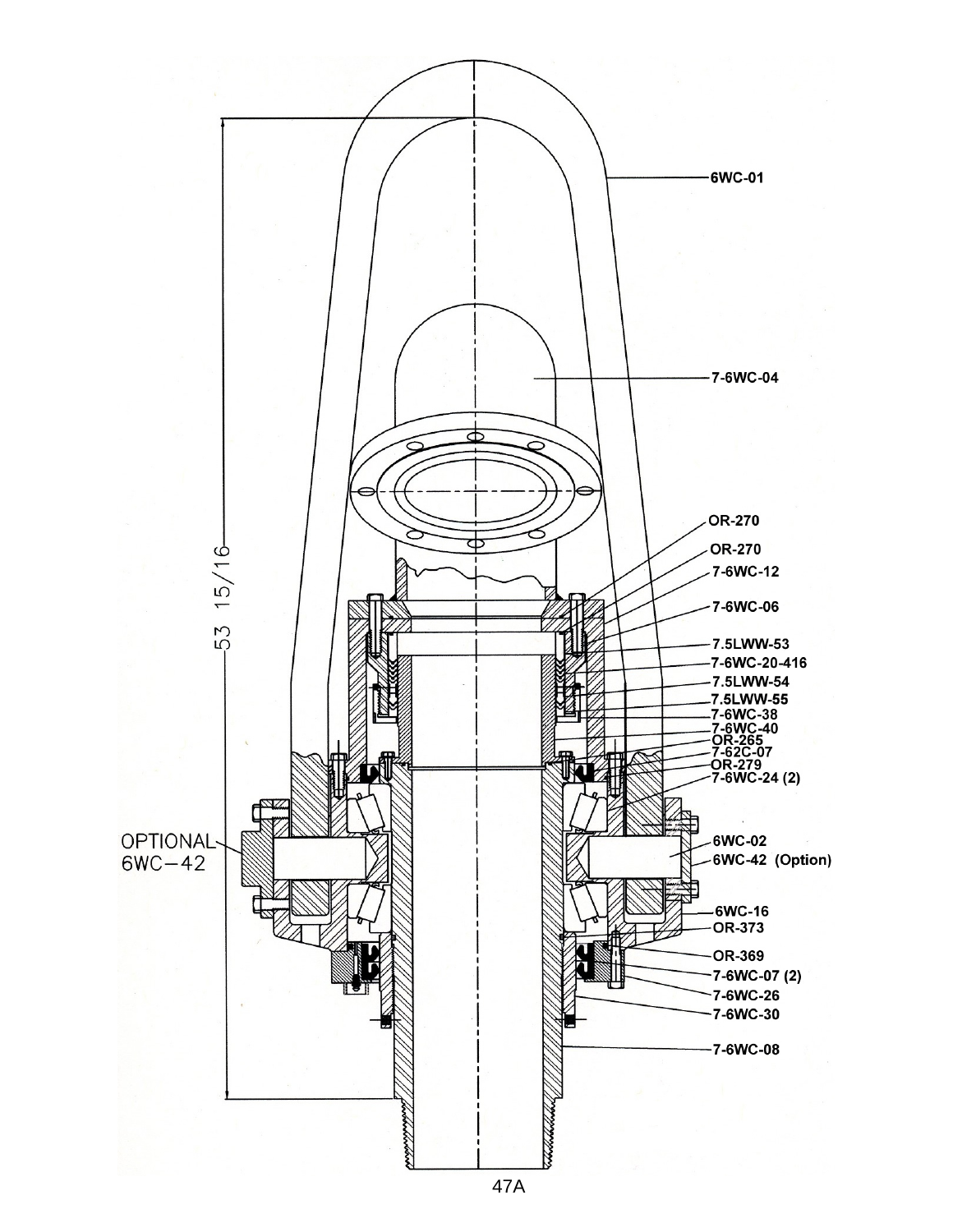6WC-01

7-6WC-04

OR-270
OR-270
7-6WC-12
7-6WC-06
7.5LWW-53
7-6WC-20-416
7.5LWW-54
7.5LWW-55
7-6WC-38
7-6WC-40
OR-265
7-62C-07
OR-279
7-6WC-24 (2)

53 15/16

OPTIONAL
6WC-42

6WC-02
6WC-42 (Option)
6WC-16
OR-373
OR-369
7-6WC-07 (2)
7-6WC-26
7-6WC-30
7-6WC-08

47A